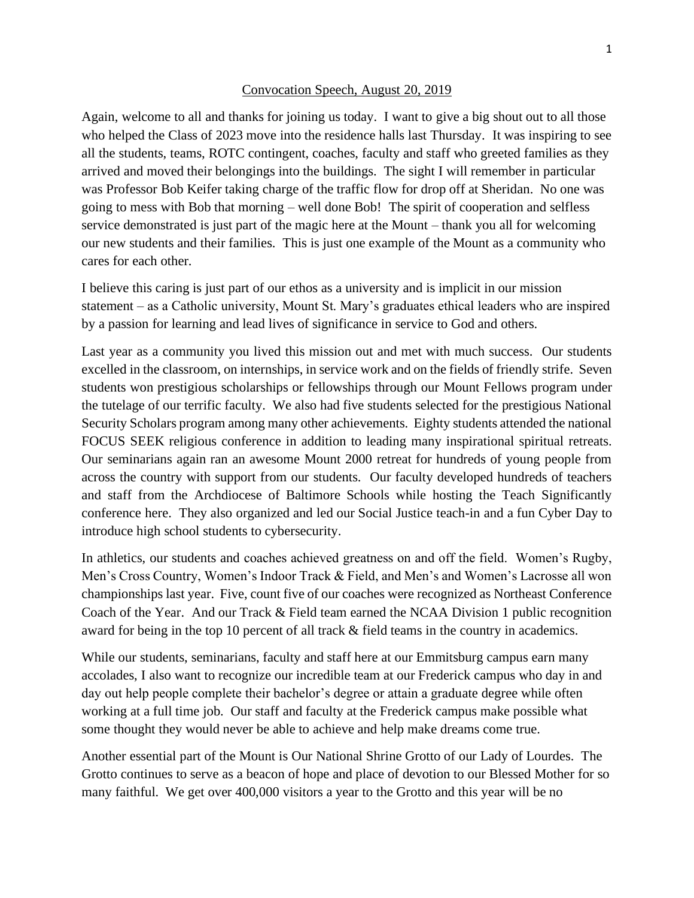# Convocation Speech, August 20, 2019

Again, welcome to all and thanks for joining us today. I want to give a big shout out to all those who helped the Class of 2023 move into the residence halls last Thursday. It was inspiring to see all the students, teams, ROTC contingent, coaches, faculty and staff who greeted families as they arrived and moved their belongings into the buildings. The sight I will remember in particular was Professor Bob Keifer taking charge of the traffic flow for drop off at Sheridan. No one was going to mess with Bob that morning – well done Bob! The spirit of cooperation and selfless service demonstrated is just part of the magic here at the Mount – thank you all for welcoming our new students and their families. This is just one example of the Mount as a community who cares for each other.

I believe this caring is just part of our ethos as a university and is implicit in our mission statement – as a Catholic university, Mount St. Mary's graduates ethical leaders who are inspired by a passion for learning and lead lives of significance in service to God and others.

Last year as a community you lived this mission out and met with much success. Our students excelled in the classroom, on internships, in service work and on the fields of friendly strife. Seven students won prestigious scholarships or fellowships through our Mount Fellows program under the tutelage of our terrific faculty. We also had five students selected for the prestigious National Security Scholars program among many other achievements. Eighty students attended the national FOCUS SEEK religious conference in addition to leading many inspirational spiritual retreats. Our seminarians again ran an awesome Mount 2000 retreat for hundreds of young people from across the country with support from our students. Our faculty developed hundreds of teachers and staff from the Archdiocese of Baltimore Schools while hosting the Teach Significantly conference here. They also organized and led our Social Justice teach-in and a fun Cyber Day to introduce high school students to cybersecurity.

In athletics, our students and coaches achieved greatness on and off the field. Women's Rugby, Men's Cross Country, Women's Indoor Track & Field, and Men's and Women's Lacrosse all won championships last year. Five, count five of our coaches were recognized as Northeast Conference Coach of the Year. And our Track & Field team earned the NCAA Division 1 public recognition award for being in the top 10 percent of all track & field teams in the country in academics.

While our students, seminarians, faculty and staff here at our Emmitsburg campus earn many accolades, I also want to recognize our incredible team at our Frederick campus who day in and day out help people complete their bachelor's degree or attain a graduate degree while often working at a full time job. Our staff and faculty at the Frederick campus make possible what some thought they would never be able to achieve and help make dreams come true.

Another essential part of the Mount is Our National Shrine Grotto of our Lady of Lourdes. The Grotto continues to serve as a beacon of hope and place of devotion to our Blessed Mother for so many faithful. We get over 400,000 visitors a year to the Grotto and this year will be no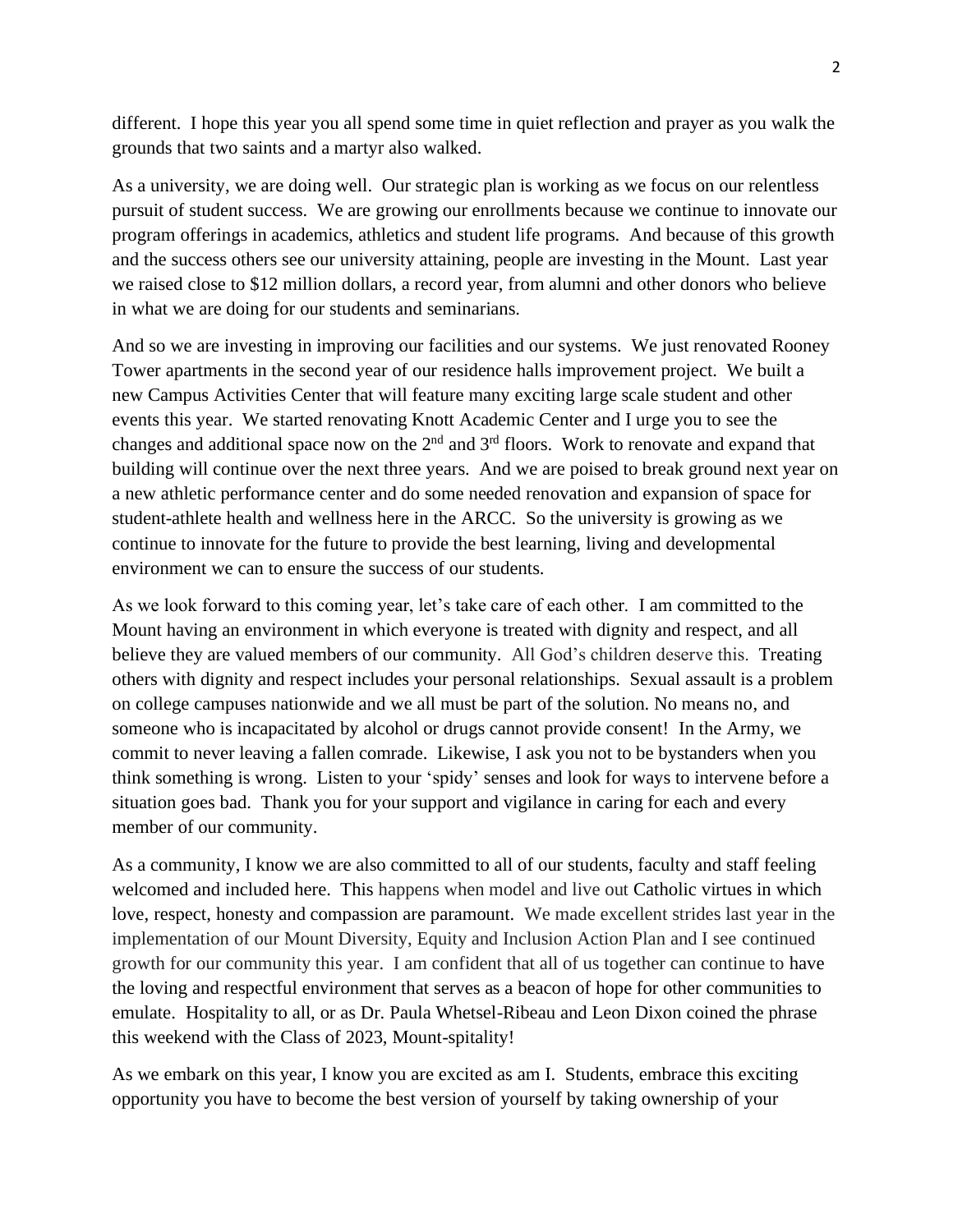different. I hope this year you all spend some time in quiet reflection and prayer as you walk the grounds that two saints and a martyr also walked.

As a university, we are doing well. Our strategic plan is working as we focus on our relentless pursuit of student success. We are growing our enrollments because we continue to innovate our program offerings in academics, athletics and student life programs. And because of this growth and the success others see our university attaining, people are investing in the Mount. Last year we raised close to $12 million dollars, a record year, from alumni and other donors who believe in what we are doing for our students and seminarians.

And so we are investing in improving our facilities and our systems. We just renovated Rooney Tower apartments in the second year of our residence halls improvement project. We built a new Campus Activities Center that will feature many exciting large scale student and other events this year. We started renovating Knott Academic Center and I urge you to see the changes and additional space now on the 2nd and 3rd floors. Work to renovate and expand that building will continue over the next three years. And we are poised to break ground next year on a new athletic performance center and do some needed renovation and expansion of space for student-athlete health and wellness here in the ARCC. So the university is growing as we continue to innovate for the future to provide the best learning, living and developmental environment we can to ensure the success of our students.

As we look forward to this coming year, let's take care of each other. I am committed to the Mount having an environment in which everyone is treated with dignity and respect, and all believe they are valued members of our community. All God's children deserve this. Treating others with dignity and respect includes your personal relationships. Sexual assault is a problem on college campuses nationwide and we all must be part of the solution. No means no, and someone who is incapacitated by alcohol or drugs cannot provide consent! In the Army, we commit to never leaving a fallen comrade. Likewise, I ask you not to be bystanders when you think something is wrong. Listen to your 'spidy' senses and look for ways to intervene before a situation goes bad. Thank you for your support and vigilance in caring for each and every member of our community.

As a community, I know we are also committed to all of our students, faculty and staff feeling welcomed and included here. This happens when model and live out Catholic virtues in which love, respect, honesty and compassion are paramount. We made excellent strides last year in the implementation of our Mount Diversity, Equity and Inclusion Action Plan and I see continued growth for our community this year. I am confident that all of us together can continue to have the loving and respectful environment that serves as a beacon of hope for other communities to emulate. Hospitality to all, or as Dr. Paula Whetsel-Ribeau and Leon Dixon coined the phrase this weekend with the Class of 2023, Mount-spitality!

As we embark on this year, I know you are excited as am I. Students, embrace this exciting opportunity you have to become the best version of yourself by taking ownership of your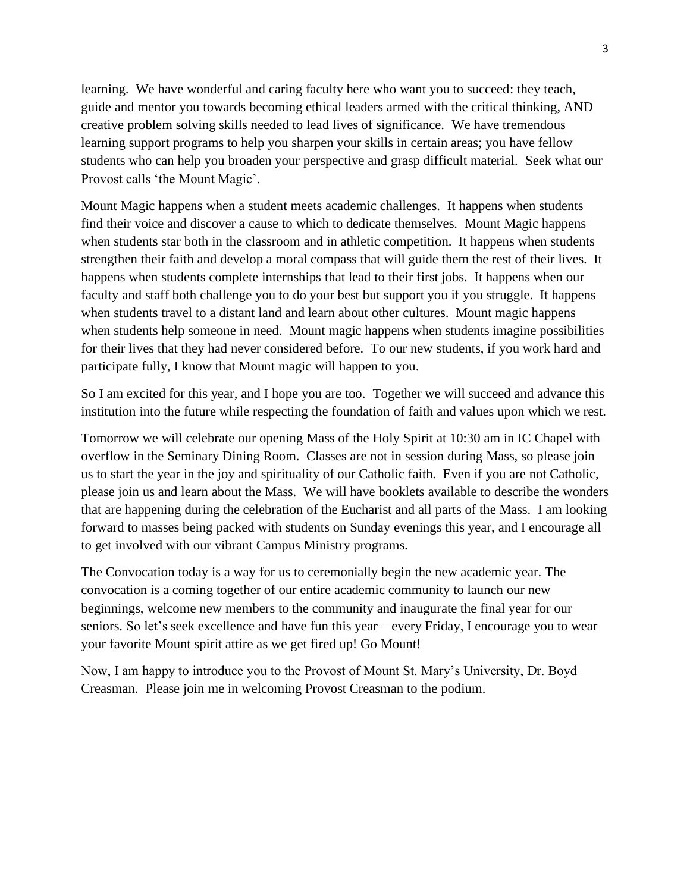learning. We have wonderful and caring faculty here who want you to succeed: they teach, guide and mentor you towards becoming ethical leaders armed with the critical thinking, AND creative problem solving skills needed to lead lives of significance. We have tremendous learning support programs to help you sharpen your skills in certain areas; you have fellow students who can help you broaden your perspective and grasp difficult material. Seek what our Provost calls 'the Mount Magic'.

Mount Magic happens when a student meets academic challenges. It happens when students find their voice and discover a cause to which to dedicate themselves. Mount Magic happens when students star both in the classroom and in athletic competition. It happens when students strengthen their faith and develop a moral compass that will guide them the rest of their lives. It happens when students complete internships that lead to their first jobs. It happens when our faculty and staff both challenge you to do your best but support you if you struggle. It happens when students travel to a distant land and learn about other cultures. Mount magic happens when students help someone in need. Mount magic happens when students imagine possibilities for their lives that they had never considered before. To our new students, if you work hard and participate fully, I know that Mount magic will happen to you.

So I am excited for this year, and I hope you are too. Together we will succeed and advance this institution into the future while respecting the foundation of faith and values upon which we rest.

Tomorrow we will celebrate our opening Mass of the Holy Spirit at 10:30 am in IC Chapel with overflow in the Seminary Dining Room. Classes are not in session during Mass, so please join us to start the year in the joy and spirituality of our Catholic faith. Even if you are not Catholic, please join us and learn about the Mass. We will have booklets available to describe the wonders that are happening during the celebration of the Eucharist and all parts of the Mass. I am looking forward to masses being packed with students on Sunday evenings this year, and I encourage all to get involved with our vibrant Campus Ministry programs.

The Convocation today is a way for us to ceremonially begin the new academic year. The convocation is a coming together of our entire academic community to launch our new beginnings, welcome new members to the community and inaugurate the final year for our seniors. So let's seek excellence and have fun this year – every Friday, I encourage you to wear your favorite Mount spirit attire as we get fired up! Go Mount!

Now, I am happy to introduce you to the Provost of Mount St. Mary's University, Dr. Boyd Creasman. Please join me in welcoming Provost Creasman to the podium.